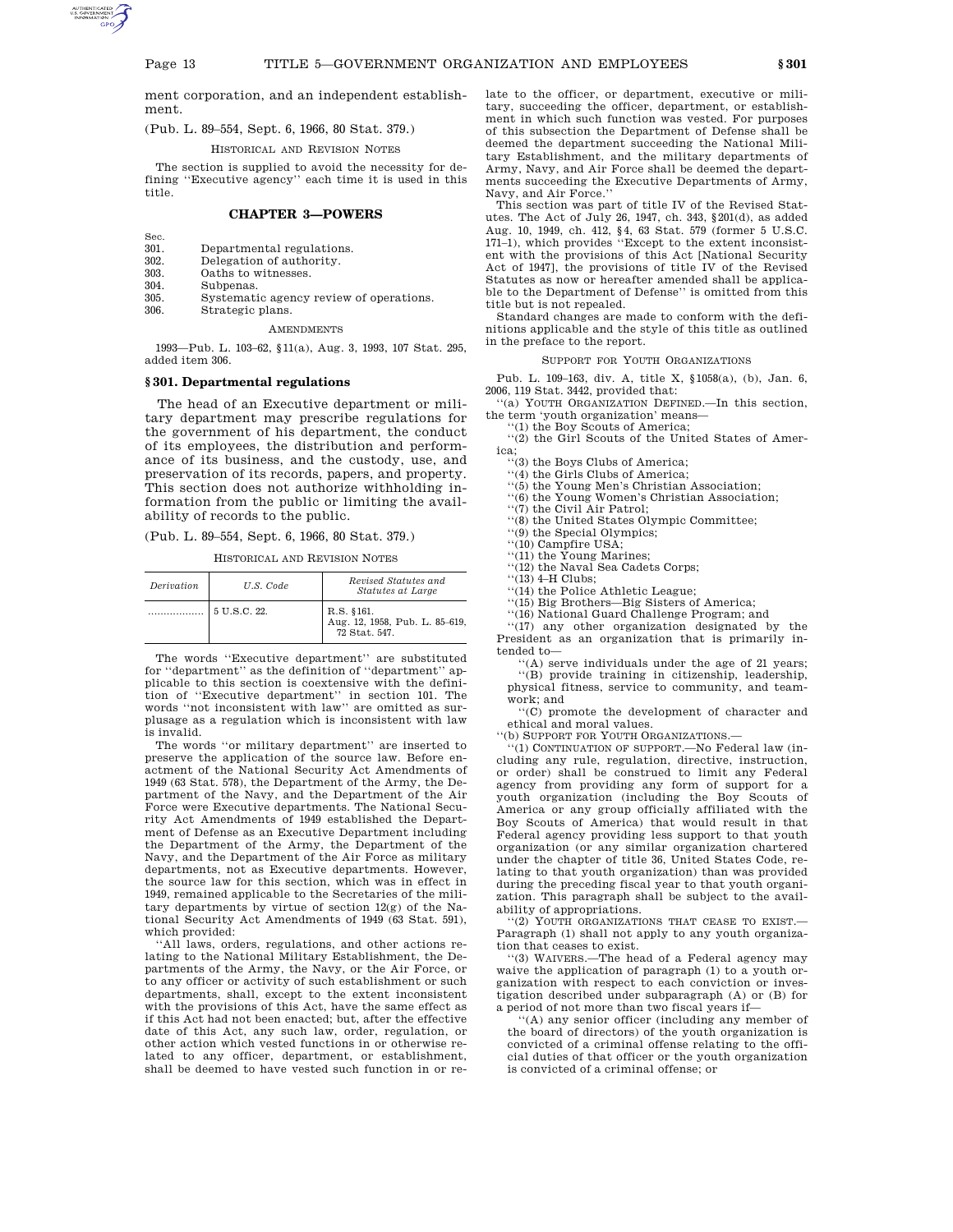ment corporation, and an independent establishment.

(Pub. L. 89–554, Sept. 6, 1966, 80 Stat. 379.)

HISTORICAL AND REVISION NOTES

The section is supplied to avoid the necessity for defining ''Executive agency'' each time it is used in this title.

## CHAPTER 3—POWERS

| Sec. | |
|---|---|
| 301. | Departmental regulations. |
| 302. | Delegation of authority. |
| 303. | Oaths to witnesses. |
| 304. | Subpenas. |
| 305. | Systematic agency review of operations. |
| 306. | Strategic plans. |

AMENDMENTS

1993—Pub. L. 103–62, §11(a), Aug. 3, 1993, 107 Stat. 295, added item 306.

### §301. Departmental regulations

The head of an Executive department or military department may prescribe regulations for the government of his department, the conduct of its employees, the distribution and performance of its business, and the custody, use, and preservation of its records, papers, and property. This section does not authorize withholding information from the public or limiting the availability of records to the public.

(Pub. L. 89–554, Sept. 6, 1966, 80 Stat. 379.)

HISTORICAL AND REVISION NOTES

| *Derivation* | *U.S. Code* | *Revised Statutes and Statutes at Large* |
|---|---|---|
| .................. | 5 U.S.C. 22. | R.S. §161.<br>Aug. 12, 1958, Pub. L. 85–619, 72 Stat. 547. |

The words ''Executive department'' are substituted for ''department'' as the definition of ''department'' applicable to this section is coextensive with the definition of ''Executive department'' in section 101. The words ''not inconsistent with law'' are omitted as surplusage as a regulation which is inconsistent with law is invalid.

The words ''or military department'' are inserted to preserve the application of the source law. Before enactment of the National Security Act Amendments of 1949 (63 Stat. 578), the Department of the Army, the Department of the Navy, and the Department of the Air Force were Executive departments. The National Security Act Amendments of 1949 established the Department of Defense as an Executive Department including the Department of the Army, the Department of the Navy, and the Department of the Air Force as military departments, not as Executive departments. However, the source law for this section, which was in effect in 1949, remained applicable to the Secretaries of the military departments by virtue of section 12(g) of the National Security Act Amendments of 1949 (63 Stat. 591), which provided:

''All laws, orders, regulations, and other actions relating to the National Military Establishment, the Departments of the Army, the Navy, or the Air Force, or to any officer or activity of such establishment or such departments, shall, except to the extent inconsistent with the provisions of this Act, have the same effect as if this Act had not been enacted; but, after the effective date of this Act, any such law, order, regulation, or other action which vested functions in or otherwise related to any officer, department, or establishment, shall be deemed to have vested such function in or relate to the officer, or department, executive or military, succeeding the officer, department, or establishment in which such function was vested. For purposes of this subsection the Department of Defense shall be deemed the department succeeding the National Military Establishment, and the military departments of Army, Navy, and Air Force shall be deemed the departments succeeding the Executive Departments of Army, Navy, and Air Force.''

This section was part of title IV of the Revised Statutes. The Act of July 26, 1947, ch. 343, §201(d), as added Aug. 10, 1949, ch. 412, §4, 63 Stat. 579 (former 5 U.S.C. 171–1), which provides ''Except to the extent inconsistent with the provisions of this Act [National Security Act of 1947], the provisions of title IV of the Revised Statutes as now or hereafter amended shall be applicable to the Department of Defense'' is omitted from this title but is not repealed.

Standard changes are made to conform with the definitions applicable and the style of this title as outlined in the preface to the report.

SUPPORT FOR YOUTH ORGANIZATIONS

Pub. L. 109–163, div. A, title X, §1058(a), (b), Jan. 6, 2006, 119 Stat. 3442, provided that:

''(a) YOUTH ORGANIZATION DEFINED.—In this section, the term 'youth organization' means—

''(1) the Boy Scouts of America;

''(2) the Girl Scouts of the United States of America;

''(3) the Boys Clubs of America;

''(4) the Girls Clubs of America;

''(5) the Young Men's Christian Association;

''(6) the Young Women's Christian Association;

''(7) the Civil Air Patrol;

''(8) the United States Olympic Committee;

''(9) the Special Olympics;

''(10) Campfire USA;

''(11) the Young Marines;

''(12) the Naval Sea Cadets Corps;

''(13) 4–H Clubs;

''(14) the Police Athletic League;

''(15) Big Brothers—Big Sisters of America;

''(16) National Guard Challenge Program; and

''(17) any other organization designated by the President as an organization that is primarily intended to—

''(A) serve individuals under the age of 21 years;

''(B) provide training in citizenship, leadership, physical fitness, service to community, and teamwork; and

''(C) promote the development of character and ethical and moral values.

''(b) SUPPORT FOR YOUTH ORGANIZATIONS.—

''(1) CONTINUATION OF SUPPORT.—No Federal law (including any rule, regulation, directive, instruction, or order) shall be construed to limit any Federal agency from providing any form of support for a youth organization (including the Boy Scouts of America or any group officially affiliated with the Boy Scouts of America) that would result in that Federal agency providing less support to that youth organization (or any similar organization chartered under the chapter of title 36, United States Code, relating to that youth organization) than was provided during the preceding fiscal year to that youth organization. This paragraph shall be subject to the availability of appropriations.

''(2) YOUTH ORGANIZATIONS THAT CEASE TO EXIST.—Paragraph (1) shall not apply to any youth organization that ceases to exist.

''(3) WAIVERS.—The head of a Federal agency may waive the application of paragraph (1) to a youth organization with respect to each conviction or investigation described under subparagraph (A) or (B) for a period of not more than two fiscal years if—

''(A) any senior officer (including any member of the board of directors) of the youth organization is convicted of a criminal offense relating to the official duties of that officer or the youth organization is convicted of a criminal offense; or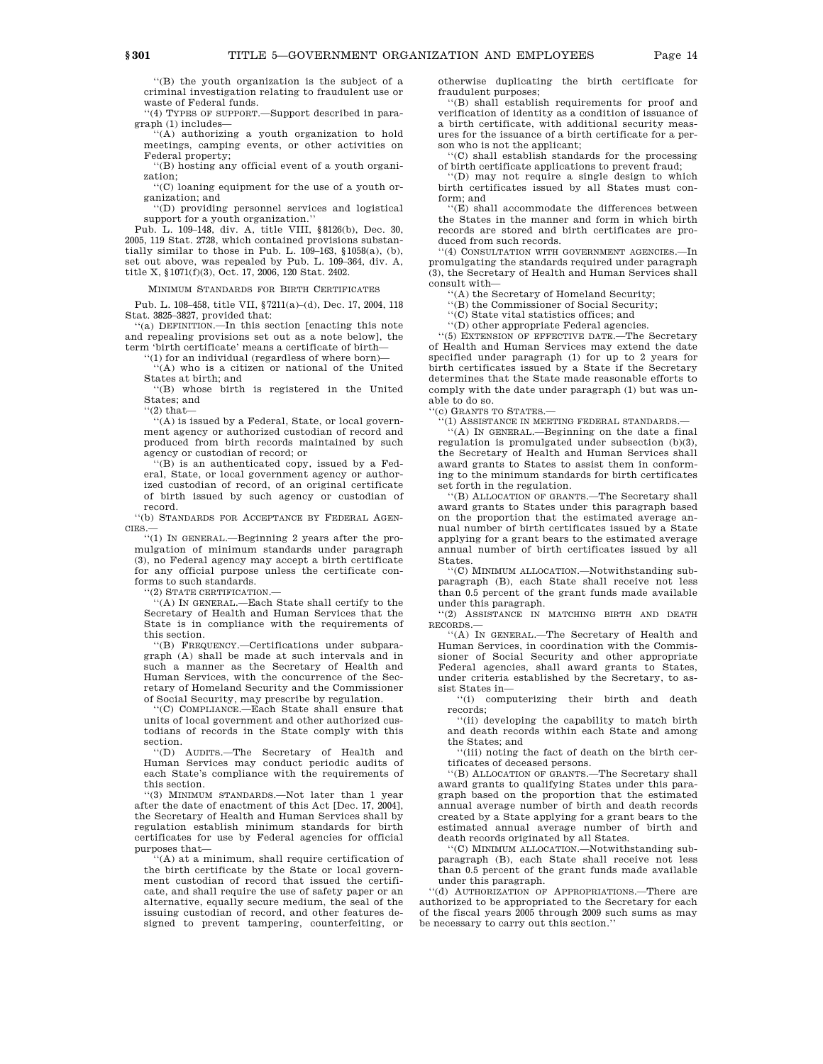''(B) the youth organization is the subject of a criminal investigation relating to fraudulent use or waste of Federal funds.

''(4) TYPES OF SUPPORT.—Support described in paragraph (1) includes—

''(A) authorizing a youth organization to hold meetings, camping events, or other activities on Federal property;

''(B) hosting any official event of a youth organization;

''(C) loaning equipment for the use of a youth organization; and

''(D) providing personnel services and logistical support for a youth organization.''

Pub. L. 109–148, div. A, title VIII, §8126(b), Dec. 30, 2005, 119 Stat. 2728, which contained provisions substantially similar to those in Pub. L. 109–163, §1058(a), (b), set out above, was repealed by Pub. L. 109–364, div. A, title X, §1071(f)(3), Oct. 17, 2006, 120 Stat. 2402.

MINIMUM STANDARDS FOR BIRTH CERTIFICATES

Pub. L. 108–458, title VII, §7211(a)–(d), Dec. 17, 2004, 118 Stat. 3825–3827, provided that:

''(a) DEFINITION.—In this section [enacting this note and repealing provisions set out as a note below], the term 'birth certificate' means a certificate of birth—

''(1) for an individual (regardless of where born)—

''(A) who is a citizen or national of the United States at birth; and

''(B) whose birth is registered in the United States; and

''(2) that—

''(A) is issued by a Federal, State, or local government agency or authorized custodian of record and produced from birth records maintained by such agency or custodian of record; or

''(B) is an authenticated copy, issued by a Federal, State, or local government agency or authorized custodian of record, of an original certificate of birth issued by such agency or custodian of record.

''(b) STANDARDS FOR ACCEPTANCE BY FEDERAL AGENCIES.—

''(1) IN GENERAL.—Beginning 2 years after the promulgation of minimum standards under paragraph (3), no Federal agency may accept a birth certificate for any official purpose unless the certificate conforms to such standards.

''(2) STATE CERTIFICATION.—

''(A) IN GENERAL.—Each State shall certify to the Secretary of Health and Human Services that the State is in compliance with the requirements of this section.

''(B) FREQUENCY.—Certifications under subparagraph (A) shall be made at such intervals and in such a manner as the Secretary of Health and Human Services, with the concurrence of the Secretary of Homeland Security and the Commissioner of Social Security, may prescribe by regulation.

''(C) COMPLIANCE.—Each State shall ensure that units of local government and other authorized custodians of records in the State comply with this section.

''(D) AUDITS.—The Secretary of Health and Human Services may conduct periodic audits of each State's compliance with the requirements of this section.

''(3) MINIMUM STANDARDS.—Not later than 1 year after the date of enactment of this Act [Dec. 17, 2004], the Secretary of Health and Human Services shall by regulation establish minimum standards for birth certificates for use by Federal agencies for official purposes that—

''(A) at a minimum, shall require certification of the birth certificate by the State or local government custodian of record that issued the certificate, and shall require the use of safety paper or an alternative, equally secure medium, the seal of the issuing custodian of record, and other features designed to prevent tampering, counterfeiting, or otherwise duplicating the birth certificate for fraudulent purposes;

''(B) shall establish requirements for proof and verification of identity as a condition of issuance of a birth certificate, with additional security measures for the issuance of a birth certificate for a person who is not the applicant;

''(C) shall establish standards for the processing of birth certificate applications to prevent fraud;

''(D) may not require a single design to which birth certificates issued by all States must conform; and

''(E) shall accommodate the differences between the States in the manner and form in which birth records are stored and birth certificates are produced from such records.

''(4) CONSULTATION WITH GOVERNMENT AGENCIES.—In promulgating the standards required under paragraph (3), the Secretary of Health and Human Services shall consult with—

''(A) the Secretary of Homeland Security;

''(B) the Commissioner of Social Security;

''(C) State vital statistics offices; and

''(D) other appropriate Federal agencies.

''(5) EXTENSION OF EFFECTIVE DATE.—The Secretary of Health and Human Services may extend the date specified under paragraph (1) for up to 2 years for birth certificates issued by a State if the Secretary determines that the State made reasonable efforts to comply with the date under paragraph (1) but was unable to do so.

''(c) GRANTS TO STATES.—

''(1) ASSISTANCE IN MEETING FEDERAL STANDARDS.—

''(A) IN GENERAL.—Beginning on the date a final regulation is promulgated under subsection (b)(3), the Secretary of Health and Human Services shall award grants to States to assist them in conforming to the minimum standards for birth certificates set forth in the regulation.

''(B) ALLOCATION OF GRANTS.—The Secretary shall award grants to States under this paragraph based on the proportion that the estimated average annual number of birth certificates issued by a State applying for a grant bears to the estimated average annual number of birth certificates issued by all States.

''(C) MINIMUM ALLOCATION.—Notwithstanding subparagraph (B), each State shall receive not less than 0.5 percent of the grant funds made available under this paragraph.

''(2) ASSISTANCE IN MATCHING BIRTH AND DEATH RECORDS.—

''(A) IN GENERAL.—The Secretary of Health and Human Services, in coordination with the Commissioner of Social Security and other appropriate Federal agencies, shall award grants to States, under criteria established by the Secretary, to assist States in—

''(i) computerizing their birth and death records;

''(ii) developing the capability to match birth and death records within each State and among the States; and

''(iii) noting the fact of death on the birth certificates of deceased persons.

''(B) ALLOCATION OF GRANTS.—The Secretary shall award grants to qualifying States under this paragraph based on the proportion that the estimated annual average number of birth and death records created by a State applying for a grant bears to the estimated annual average number of birth and death records originated by all States.

''(C) MINIMUM ALLOCATION.—Notwithstanding subparagraph (B), each State shall receive not less than 0.5 percent of the grant funds made available under this paragraph.

''(d) AUTHORIZATION OF APPROPRIATIONS.—There are authorized to be appropriated to the Secretary for each of the fiscal years 2005 through 2009 such sums as may be necessary to carry out this section.''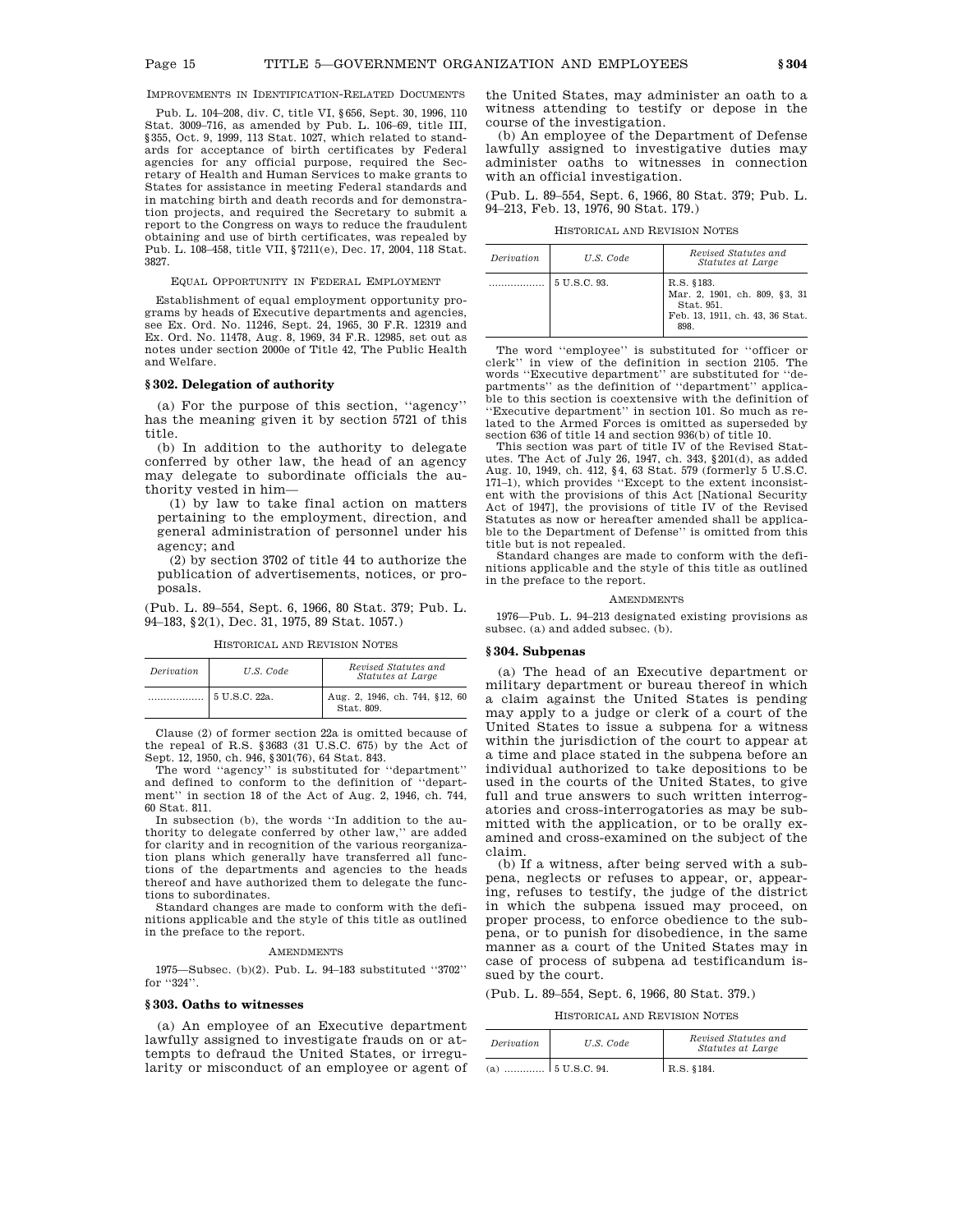IMPROVEMENTS IN IDENTIFICATION-RELATED DOCUMENTS

Pub. L. 104–208, div. C, title VI, §656, Sept. 30, 1996, 110 Stat. 3009–716, as amended by Pub. L. 106–69, title III, §355, Oct. 9, 1999, 113 Stat. 1027, which related to standards for acceptance of birth certificates by Federal agencies for any official purpose, required the Secretary of Health and Human Services to make grants to States for assistance in meeting Federal standards and in matching birth and death records and for demonstration projects, and required the Secretary to submit a report to the Congress on ways to reduce the fraudulent obtaining and use of birth certificates, was repealed by Pub. L. 108–458, title VII, §7211(e), Dec. 17, 2004, 118 Stat. 3827.

EQUAL OPPORTUNITY IN FEDERAL EMPLOYMENT

Establishment of equal employment opportunity programs by heads of Executive departments and agencies, see Ex. Ord. No. 11246, Sept. 24, 1965, 30 F.R. 12319 and Ex. Ord. No. 11478, Aug. 8, 1969, 34 F.R. 12985, set out as notes under section 2000e of Title 42, The Public Health and Welfare.

### § 302. Delegation of authority

(a) For the purpose of this section, ''agency'' has the meaning given it by section 5721 of this title.

(b) In addition to the authority to delegate conferred by other law, the head of an agency may delegate to subordinate officials the authority vested in him—

(1) by law to take final action on matters pertaining to the employment, direction, and general administration of personnel under his agency; and

(2) by section 3702 of title 44 to authorize the publication of advertisements, notices, or proposals.

(Pub. L. 89–554, Sept. 6, 1966, 80 Stat. 379; Pub. L. 94–183, §2(1), Dec. 31, 1975, 89 Stat. 1057.)

HISTORICAL AND REVISION NOTES

| Derivation | U.S. Code | Revised Statutes and Statutes at Large |
|---|---|---|
| .................. | 5 U.S.C. 22a. | Aug. 2, 1946, ch. 744, §12, 60 Stat. 809. |

Clause (2) of former section 22a is omitted because of the repeal of R.S. §3683 (31 U.S.C. 675) by the Act of Sept. 12, 1950, ch. 946, §301(76), 64 Stat. 843.

The word ''agency'' is substituted for ''department'' and defined to conform to the definition of ''department'' in section 18 of the Act of Aug. 2, 1946, ch. 744, 60 Stat. 811.

In subsection (b), the words ''In addition to the authority to delegate conferred by other law,'' are added for clarity and in recognition of the various reorganization plans which generally have transferred all functions of the departments and agencies to the heads thereof and have authorized them to delegate the functions to subordinates.

Standard changes are made to conform with the definitions applicable and the style of this title as outlined in the preface to the report.

AMENDMENTS

1975—Subsec. (b)(2). Pub. L. 94–183 substituted ''3702'' for ''324''.

### § 303. Oaths to witnesses

(a) An employee of an Executive department lawfully assigned to investigate frauds on or attempts to defraud the United States, or irregularity or misconduct of an employee or agent of the United States, may administer an oath to a witness attending to testify or depose in the course of the investigation.

(b) An employee of the Department of Defense lawfully assigned to investigative duties may administer oaths to witnesses in connection with an official investigation.

(Pub. L. 89–554, Sept. 6, 1966, 80 Stat. 379; Pub. L. 94–213, Feb. 13, 1976, 90 Stat. 179.)

HISTORICAL AND REVISION NOTES

| Derivation | U.S. Code | Revised Statutes and Statutes at Large |
|---|---|---|
| .................. | 5 U.S.C. 93. | R.S. §183.<br>Mar. 2, 1901, ch. 809, §3, 31 Stat. 951.<br>Feb. 13, 1911, ch. 43, 36 Stat. 898. |

The word ''employee'' is substituted for ''officer or clerk'' in view of the definition in section 2105. The words ''Executive department'' are substituted for ''departments'' as the definition of ''department'' applicable to this section is coextensive with the definition of ''Executive department'' in section 101. So much as related to the Armed Forces is omitted as superseded by section 636 of title 14 and section 936(b) of title 10.

This section was part of title IV of the Revised Statutes. The Act of July 26, 1947, ch. 343, §201(d), as added Aug. 10, 1949, ch. 412, §4, 63 Stat. 579 (formerly 5 U.S.C. 171–1), which provides ''Except to the extent inconsistent with the provisions of this Act [National Security Act of 1947], the provisions of title IV of the Revised Statutes as now or hereafter amended shall be applicable to the Department of Defense'' is omitted from this title but is not repealed.

Standard changes are made to conform with the definitions applicable and the style of this title as outlined in the preface to the report.

AMENDMENTS

1976—Pub. L. 94–213 designated existing provisions as subsec. (a) and added subsec. (b).

### § 304. Subpenas

(a) The head of an Executive department or military department or bureau thereof in which a claim against the United States is pending may apply to a judge or clerk of a court of the United States to issue a subpena for a witness within the jurisdiction of the court to appear at a time and place stated in the subpena before an individual authorized to take depositions to be used in the courts of the United States, to give full and true answers to such written interrogatories and cross-interrogatories as may be submitted with the application, or to be orally examined and cross-examined on the subject of the claim.

(b) If a witness, after being served with a subpena, neglects or refuses to appear, or, appearing, refuses to testify, the judge of the district in which the subpena issued may proceed, on proper process, to enforce obedience to the subpena, or to punish for disobedience, in the same manner as a court of the United States may in case of process of subpena ad testificandum issued by the court.

(Pub. L. 89–554, Sept. 6, 1966, 80 Stat. 379.)

HISTORICAL AND REVISION NOTES

| Derivation | U.S. Code | Revised Statutes and Statutes at Large |
|---|---|---|
| (a) ............. | 5 U.S.C. 94. | R.S. §184. |